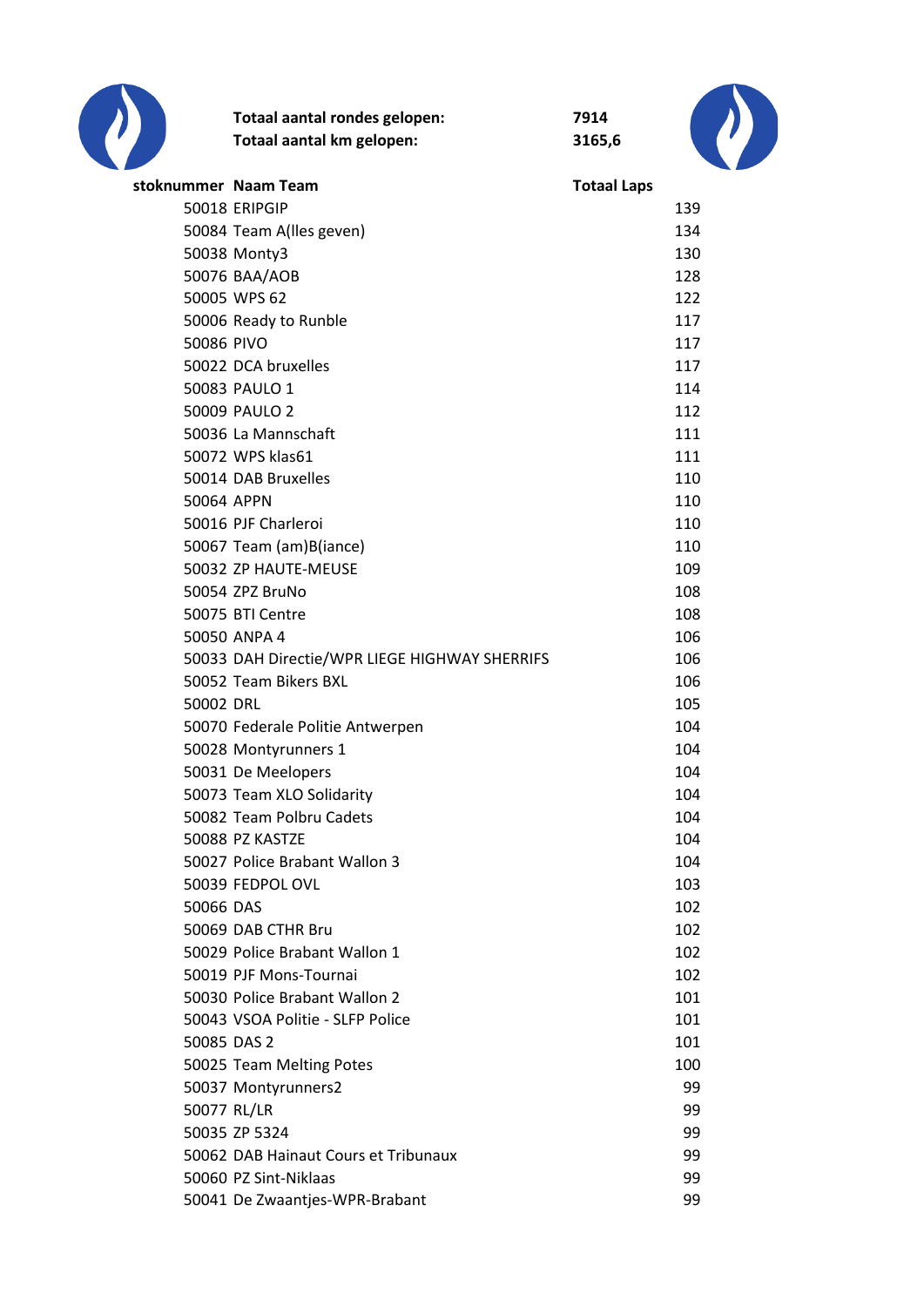**Totaal aantal rondes gelopen:** **7914**

**Totaal aantal km gelopen:** **3165,6**

| stoknummer | Naam Team | Totaal Laps |
|---|---|---|
| 50018 | ERIPGIP | 139 |
| 50084 | Team A(lles geven) | 134 |
| 50038 | Monty3 | 130 |
| 50076 | BAA/AOB | 128 |
| 50005 | WPS 62 | 122 |
| 50006 | Ready to Runble | 117 |
| 50086 | PIVO | 117 |
| 50022 | DCA bruxelles | 117 |
| 50083 | PAULO 1 | 114 |
| 50009 | PAULO 2 | 112 |
| 50036 | La Mannschaft | 111 |
| 50072 | WPS klas61 | 111 |
| 50014 | DAB Bruxelles | 110 |
| 50064 | APPN | 110 |
| 50016 | PJF Charleroi | 110 |
| 50067 | Team (am)B(iance) | 110 |
| 50032 | ZP HAUTE-MEUSE | 109 |
| 50054 | ZPZ BruNo | 108 |
| 50075 | BTI Centre | 108 |
| 50050 | ANPA 4 | 106 |
| 50033 | DAH Directie/WPR LIEGE HIGHWAY SHERRIFS | 106 |
| 50052 | Team Bikers BXL | 106 |
| 50002 | DRL | 105 |
| 50070 | Federale Politie Antwerpen | 104 |
| 50028 | Montyrunners 1 | 104 |
| 50031 | De Meelopers | 104 |
| 50073 | Team XLO Solidarity | 104 |
| 50082 | Team Polbru Cadets | 104 |
| 50088 | PZ KASTZE | 104 |
| 50027 | Police Brabant Wallon 3 | 104 |
| 50039 | FEDPOL OVL | 103 |
| 50066 | DAS | 102 |
| 50069 | DAB CTHR Bru | 102 |
| 50029 | Police Brabant Wallon 1 | 102 |
| 50019 | PJF Mons-Tournai | 102 |
| 50030 | Police Brabant Wallon 2 | 101 |
| 50043 | VSOA Politie - SLFP Police | 101 |
| 50085 | DAS 2 | 101 |
| 50025 | Team Melting Potes | 100 |
| 50037 | Montyrunners2 | 99 |
| 50077 | RL/LR | 99 |
| 50035 | ZP 5324 | 99 |
| 50062 | DAB Hainaut Cours et Tribunaux | 99 |
| 50060 | PZ Sint-Niklaas | 99 |
| 50041 | De Zwaantjes-WPR-Brabant | 99 |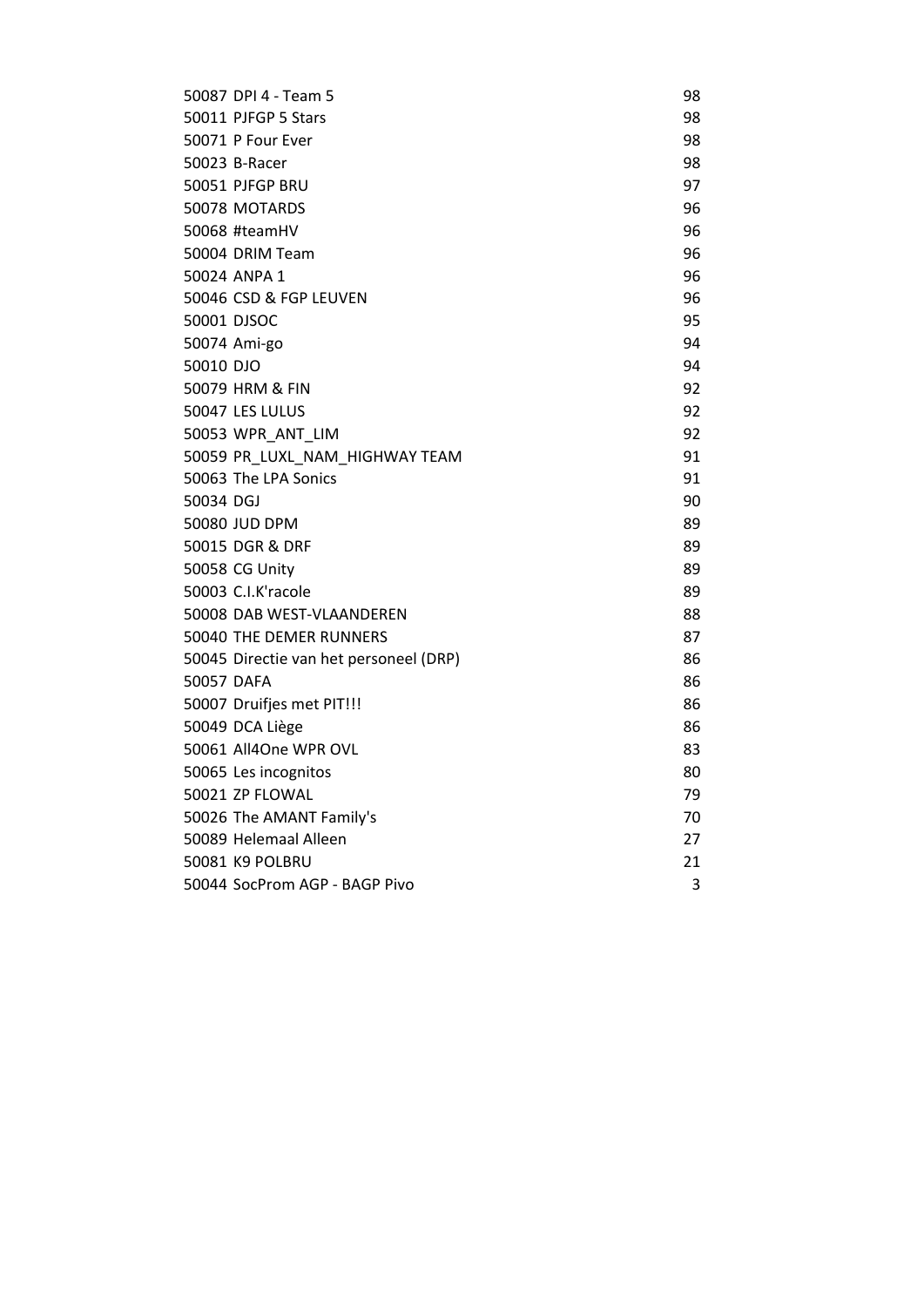| | | |
|---|---|---|
| 50087 | DPI 4 - Team 5 | 98 |
| 50011 | PJFGP 5 Stars | 98 |
| 50071 | P Four Ever | 98 |
| 50023 | B-Racer | 98 |
| 50051 | PJFGP BRU | 97 |
| 50078 | MOTARDS | 96 |
| 50068 | #teamHV | 96 |
| 50004 | DRIM Team | 96 |
| 50024 | ANPA 1 | 96 |
| 50046 | CSD & FGP LEUVEN | 96 |
| 50001 | DJSOC | 95 |
| 50074 | Ami-go | 94 |
| 50010 | DJO | 94 |
| 50079 | HRM & FIN | 92 |
| 50047 | LES LULUS | 92 |
| 50053 | WPR_ANT_LIM | 92 |
| 50059 | PR_LUXL_NAM_HIGHWAY TEAM | 91 |
| 50063 | The LPA Sonics | 91 |
| 50034 | DGJ | 90 |
| 50080 | JUD DPM | 89 |
| 50015 | DGR & DRF | 89 |
| 50058 | CG Unity | 89 |
| 50003 | C.I.K'racole | 89 |
| 50008 | DAB WEST-VLAANDEREN | 88 |
| 50040 | THE DEMER RUNNERS | 87 |
| 50045 | Directie van het personeel (DRP) | 86 |
| 50057 | DAFA | 86 |
| 50007 | Druifjes met PIT!!! | 86 |
| 50049 | DCA Liège | 86 |
| 50061 | All4One WPR OVL | 83 |
| 50065 | Les incognitos | 80 |
| 50021 | ZP FLOWAL | 79 |
| 50026 | The AMANT Family's | 70 |
| 50089 | Helemaal Alleen | 27 |
| 50081 | K9 POLBRU | 21 |
| 50044 | SocProm AGP - BAGP Pivo | 3 |